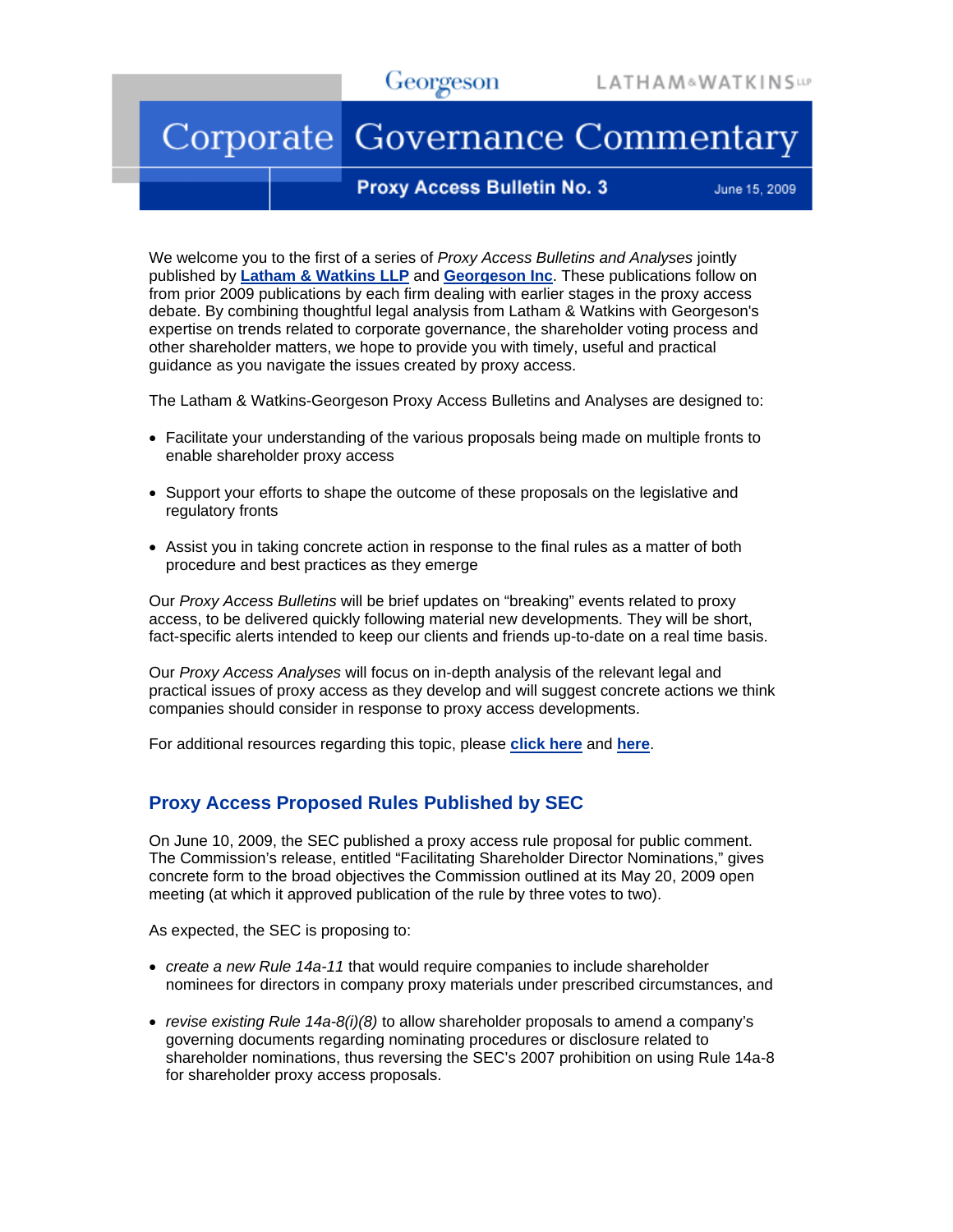Georgeson LATHAM&WATKINS LLP

# Corporate Governance Commentary

**Proxy Access Bulletin No. 3** June 15, 2009

We welcome you to the first of a series of *Proxy Access Bulletins and Analyses* jointly published by **Latham & Watkins LLP** and **Georgeson Inc**. These publications follow on from prior 2009 publications by each firm dealing with earlier stages in the proxy access debate. By combining thoughtful legal analysis from Latham & Watkins with Georgeson's expertise on trends related to corporate governance, the shareholder voting process and other shareholder matters, we hope to provide you with timely, useful and practical guidance as you navigate the issues created by proxy access.

The Latham & Watkins-Georgeson Proxy Access Bulletins and Analyses are designed to:

- Facilitate your understanding of the various proposals being made on multiple fronts to enable shareholder proxy access
- Support your efforts to shape the outcome of these proposals on the legislative and regulatory fronts
- Assist you in taking concrete action in response to the final rules as a matter of both procedure and best practices as they emerge

Our *Proxy Access Bulletins* will be brief updates on “breaking” events related to proxy access, to be delivered quickly following material new developments. They will be short, fact-specific alerts intended to keep our clients and friends up-to-date on a real time basis.

Our *Proxy Access Analyses* will focus on in-depth analysis of the relevant legal and practical issues of proxy access as they develop and will suggest concrete actions we think companies should consider in response to proxy access developments.

For additional resources regarding this topic, please **click here** and **here**.

## Proxy Access Proposed Rules Published by SEC

On June 10, 2009, the SEC published a proxy access rule proposal for public comment. The Commission’s release, entitled “Facilitating Shareholder Director Nominations,” gives concrete form to the broad objectives the Commission outlined at its May 20, 2009 open meeting (at which it approved publication of the rule by three votes to two).

As expected, the SEC is proposing to:

- *create a new Rule 14a-11* that would require companies to include shareholder nominees for directors in company proxy materials under prescribed circumstances, and
- *revise existing Rule 14a-8(i)(8)* to allow shareholder proposals to amend a company’s governing documents regarding nominating procedures or disclosure related to shareholder nominations, thus reversing the SEC’s 2007 prohibition on using Rule 14a-8 for shareholder proxy access proposals.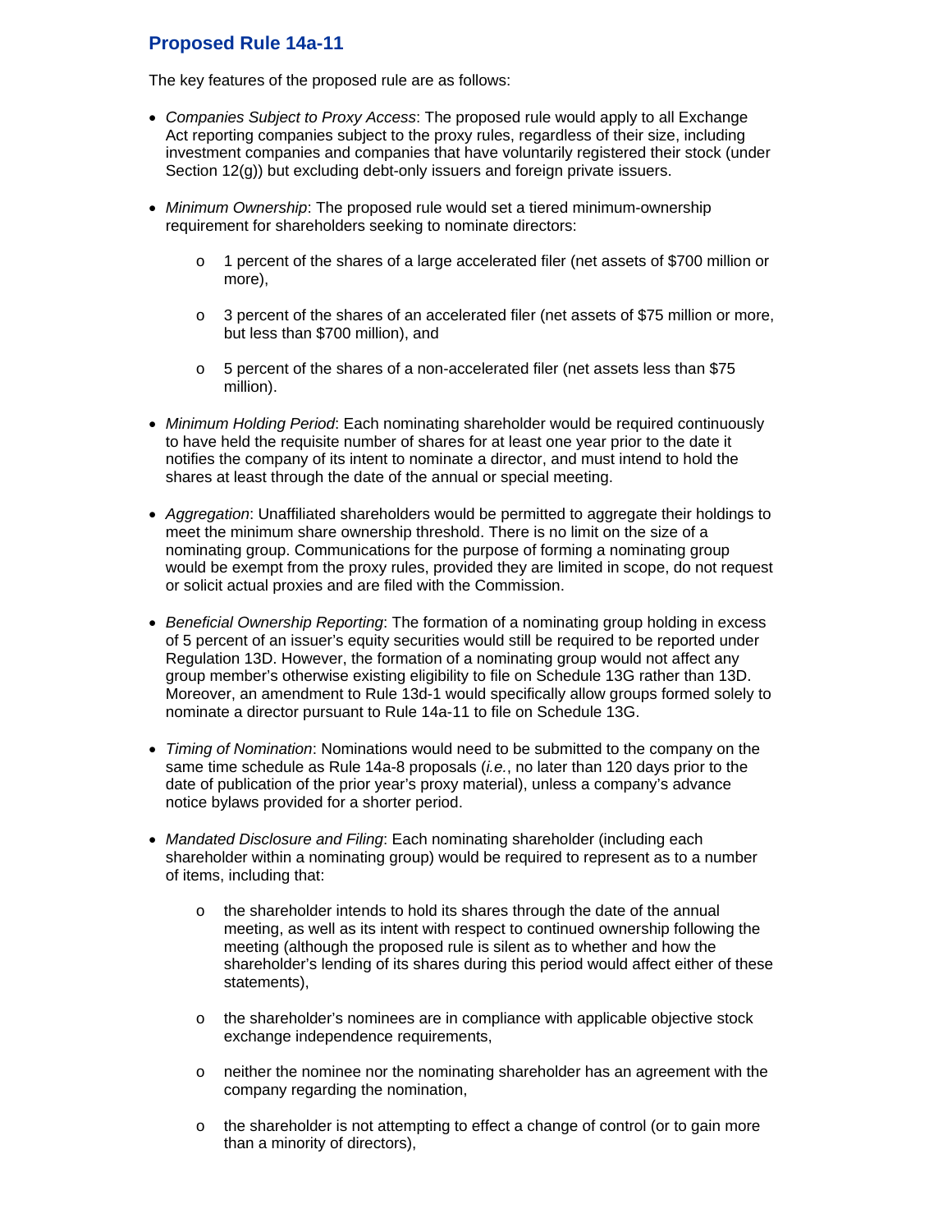## Proposed Rule 14a-11

The key features of the proposed rule are as follows:

- *Companies Subject to Proxy Access*: The proposed rule would apply to all Exchange Act reporting companies subject to the proxy rules, regardless of their size, including investment companies and companies that have voluntarily registered their stock (under Section 12(g)) but excluding debt-only issuers and foreign private issuers.

- *Minimum Ownership*: The proposed rule would set a tiered minimum-ownership requirement for shareholders seeking to nominate directors:

  - 1 percent of the shares of a large accelerated filer (net assets of $700 million or more),

  - 3 percent of the shares of an accelerated filer (net assets of $75 million or more, but less than $700 million), and

  - 5 percent of the shares of a non-accelerated filer (net assets less than $75 million).

- *Minimum Holding Period*: Each nominating shareholder would be required continuously to have held the requisite number of shares for at least one year prior to the date it notifies the company of its intent to nominate a director, and must intend to hold the shares at least through the date of the annual or special meeting.

- *Aggregation*: Unaffiliated shareholders would be permitted to aggregate their holdings to meet the minimum share ownership threshold. There is no limit on the size of a nominating group. Communications for the purpose of forming a nominating group would be exempt from the proxy rules, provided they are limited in scope, do not request or solicit actual proxies and are filed with the Commission.

- *Beneficial Ownership Reporting*: The formation of a nominating group holding in excess of 5 percent of an issuer's equity securities would still be required to be reported under Regulation 13D. However, the formation of a nominating group would not affect any group member's otherwise existing eligibility to file on Schedule 13G rather than 13D. Moreover, an amendment to Rule 13d-1 would specifically allow groups formed solely to nominate a director pursuant to Rule 14a-11 to file on Schedule 13G.

- *Timing of Nomination*: Nominations would need to be submitted to the company on the same time schedule as Rule 14a-8 proposals (*i.e.*, no later than 120 days prior to the date of publication of the prior year's proxy material), unless a company's advance notice bylaws provided for a shorter period.

- *Mandated Disclosure and Filing*: Each nominating shareholder (including each shareholder within a nominating group) would be required to represent as to a number of items, including that:

  - the shareholder intends to hold its shares through the date of the annual meeting, as well as its intent with respect to continued ownership following the meeting (although the proposed rule is silent as to whether and how the shareholder's lending of its shares during this period would affect either of these statements),

  - the shareholder's nominees are in compliance with applicable objective stock exchange independence requirements,

  - neither the nominee nor the nominating shareholder has an agreement with the company regarding the nomination,

  - the shareholder is not attempting to effect a change of control (or to gain more than a minority of directors),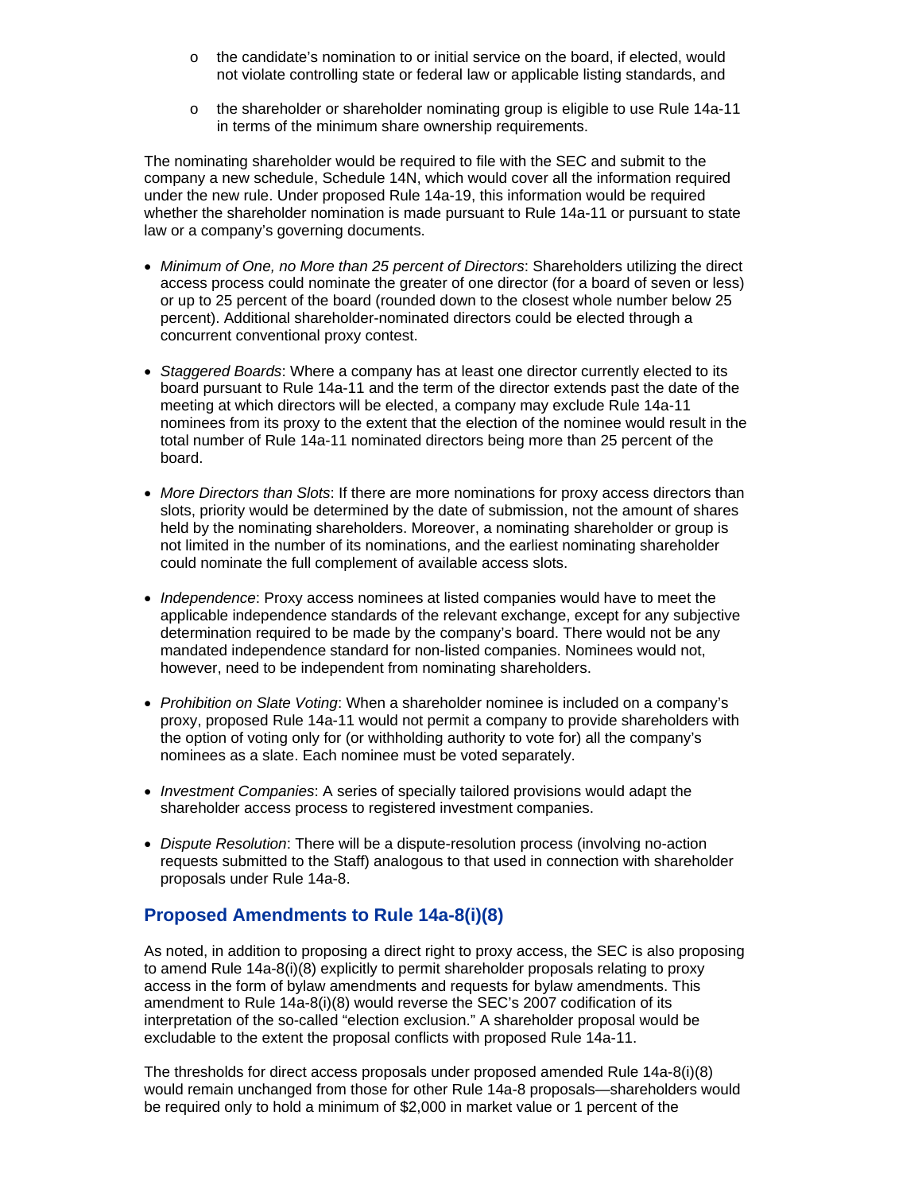- the candidate's nomination to or initial service on the board, if elected, would not violate controlling state or federal law or applicable listing standards, and
- the shareholder or shareholder nominating group is eligible to use Rule 14a-11 in terms of the minimum share ownership requirements.

The nominating shareholder would be required to file with the SEC and submit to the company a new schedule, Schedule 14N, which would cover all the information required under the new rule. Under proposed Rule 14a-19, this information would be required whether the shareholder nomination is made pursuant to Rule 14a-11 or pursuant to state law or a company's governing documents.

- *Minimum of One, no More than 25 percent of Directors*: Shareholders utilizing the direct access process could nominate the greater of one director (for a board of seven or less) or up to 25 percent of the board (rounded down to the closest whole number below 25 percent). Additional shareholder-nominated directors could be elected through a concurrent conventional proxy contest.
- *Staggered Boards*: Where a company has at least one director currently elected to its board pursuant to Rule 14a-11 and the term of the director extends past the date of the meeting at which directors will be elected, a company may exclude Rule 14a-11 nominees from its proxy to the extent that the election of the nominee would result in the total number of Rule 14a-11 nominated directors being more than 25 percent of the board.
- *More Directors than Slots*: If there are more nominations for proxy access directors than slots, priority would be determined by the date of submission, not the amount of shares held by the nominating shareholders. Moreover, a nominating shareholder or group is not limited in the number of its nominations, and the earliest nominating shareholder could nominate the full complement of available access slots.
- *Independence*: Proxy access nominees at listed companies would have to meet the applicable independence standards of the relevant exchange, except for any subjective determination required to be made by the company's board. There would not be any mandated independence standard for non-listed companies. Nominees would not, however, need to be independent from nominating shareholders.
- *Prohibition on Slate Voting*: When a shareholder nominee is included on a company's proxy, proposed Rule 14a-11 would not permit a company to provide shareholders with the option of voting only for (or withholding authority to vote for) all the company's nominees as a slate. Each nominee must be voted separately.
- *Investment Companies*: A series of specially tailored provisions would adapt the shareholder access process to registered investment companies.
- *Dispute Resolution*: There will be a dispute-resolution process (involving no-action requests submitted to the Staff) analogous to that used in connection with shareholder proposals under Rule 14a-8.

## Proposed Amendments to Rule 14a-8(i)(8)

As noted, in addition to proposing a direct right to proxy access, the SEC is also proposing to amend Rule 14a-8(i)(8) explicitly to permit shareholder proposals relating to proxy access in the form of bylaw amendments and requests for bylaw amendments. This amendment to Rule 14a-8(i)(8) would reverse the SEC's 2007 codification of its interpretation of the so-called "election exclusion." A shareholder proposal would be excludable to the extent the proposal conflicts with proposed Rule 14a-11.

The thresholds for direct access proposals under proposed amended Rule 14a-8(i)(8) would remain unchanged from those for other Rule 14a-8 proposals—shareholders would be required only to hold a minimum of $2,000 in market value or 1 percent of the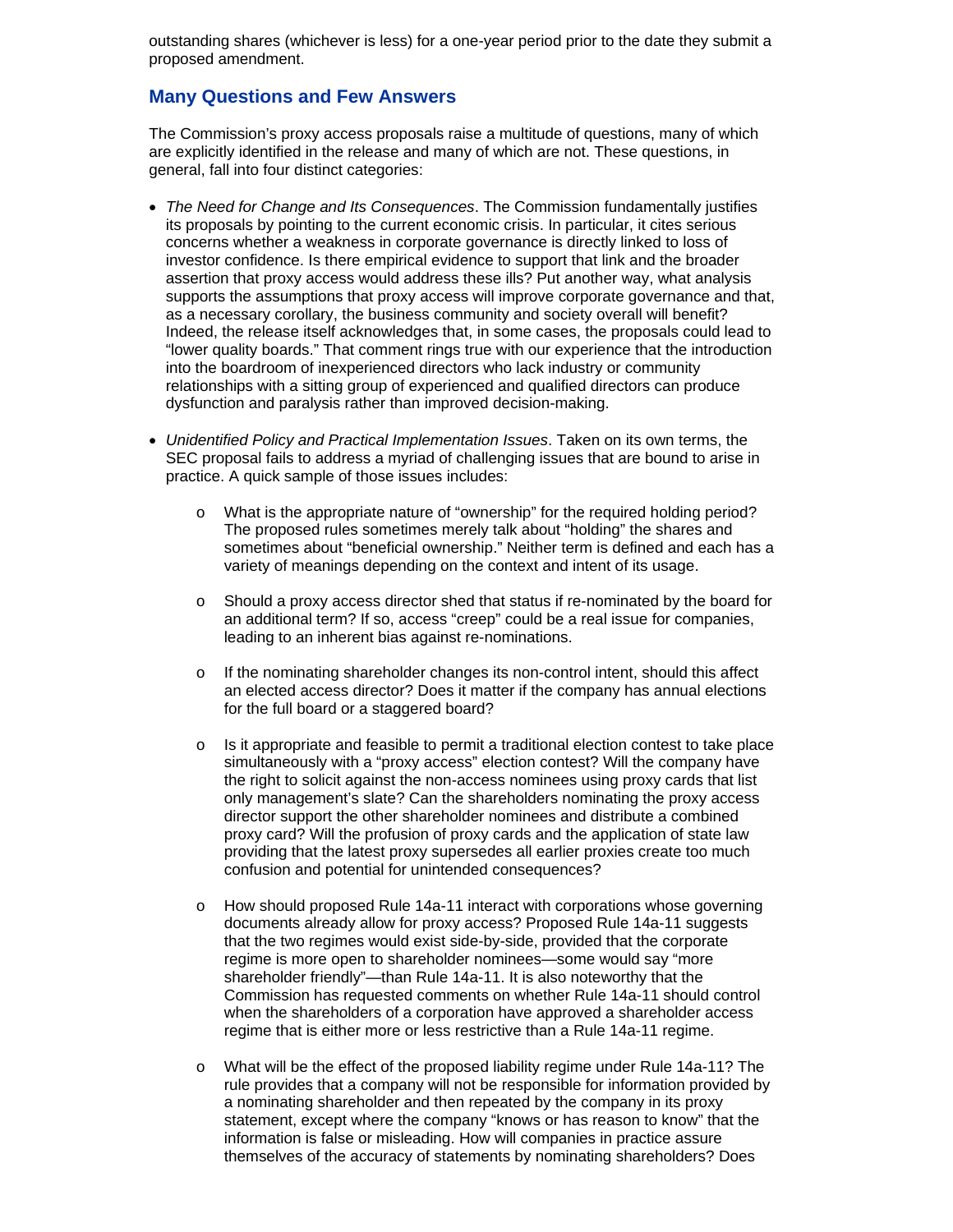outstanding shares (whichever is less) for a one-year period prior to the date they submit a proposed amendment.

## Many Questions and Few Answers

The Commission's proxy access proposals raise a multitude of questions, many of which are explicitly identified in the release and many of which are not. These questions, in general, fall into four distinct categories:

- *The Need for Change and Its Consequences*. The Commission fundamentally justifies its proposals by pointing to the current economic crisis. In particular, it cites serious concerns whether a weakness in corporate governance is directly linked to loss of investor confidence. Is there empirical evidence to support that link and the broader assertion that proxy access would address these ills? Put another way, what analysis supports the assumptions that proxy access will improve corporate governance and that, as a necessary corollary, the business community and society overall will benefit? Indeed, the release itself acknowledges that, in some cases, the proposals could lead to "lower quality boards." That comment rings true with our experience that the introduction into the boardroom of inexperienced directors who lack industry or community relationships with a sitting group of experienced and qualified directors can produce dysfunction and paralysis rather than improved decision-making.

- *Unidentified Policy and Practical Implementation Issues*. Taken on its own terms, the SEC proposal fails to address a myriad of challenging issues that are bound to arise in practice. A quick sample of those issues includes:

  - What is the appropriate nature of "ownership" for the required holding period? The proposed rules sometimes merely talk about "holding" the shares and sometimes about "beneficial ownership." Neither term is defined and each has a variety of meanings depending on the context and intent of its usage.

  - Should a proxy access director shed that status if re-nominated by the board for an additional term? If so, access "creep" could be a real issue for companies, leading to an inherent bias against re-nominations.

  - If the nominating shareholder changes its non-control intent, should this affect an elected access director? Does it matter if the company has annual elections for the full board or a staggered board?

  - Is it appropriate and feasible to permit a traditional election contest to take place simultaneously with a "proxy access" election contest? Will the company have the right to solicit against the non-access nominees using proxy cards that list only management's slate? Can the shareholders nominating the proxy access director support the other shareholder nominees and distribute a combined proxy card? Will the profusion of proxy cards and the application of state law providing that the latest proxy supersedes all earlier proxies create too much confusion and potential for unintended consequences?

  - How should proposed Rule 14a-11 interact with corporations whose governing documents already allow for proxy access? Proposed Rule 14a-11 suggests that the two regimes would exist side-by-side, provided that the corporate regime is more open to shareholder nominees—some would say "more shareholder friendly"—than Rule 14a-11. It is also noteworthy that the Commission has requested comments on whether Rule 14a-11 should control when the shareholders of a corporation have approved a shareholder access regime that is either more or less restrictive than a Rule 14a-11 regime.

  - What will be the effect of the proposed liability regime under Rule 14a-11? The rule provides that a company will not be responsible for information provided by a nominating shareholder and then repeated by the company in its proxy statement, except where the company "knows or has reason to know" that the information is false or misleading. How will companies in practice assure themselves of the accuracy of statements by nominating shareholders? Does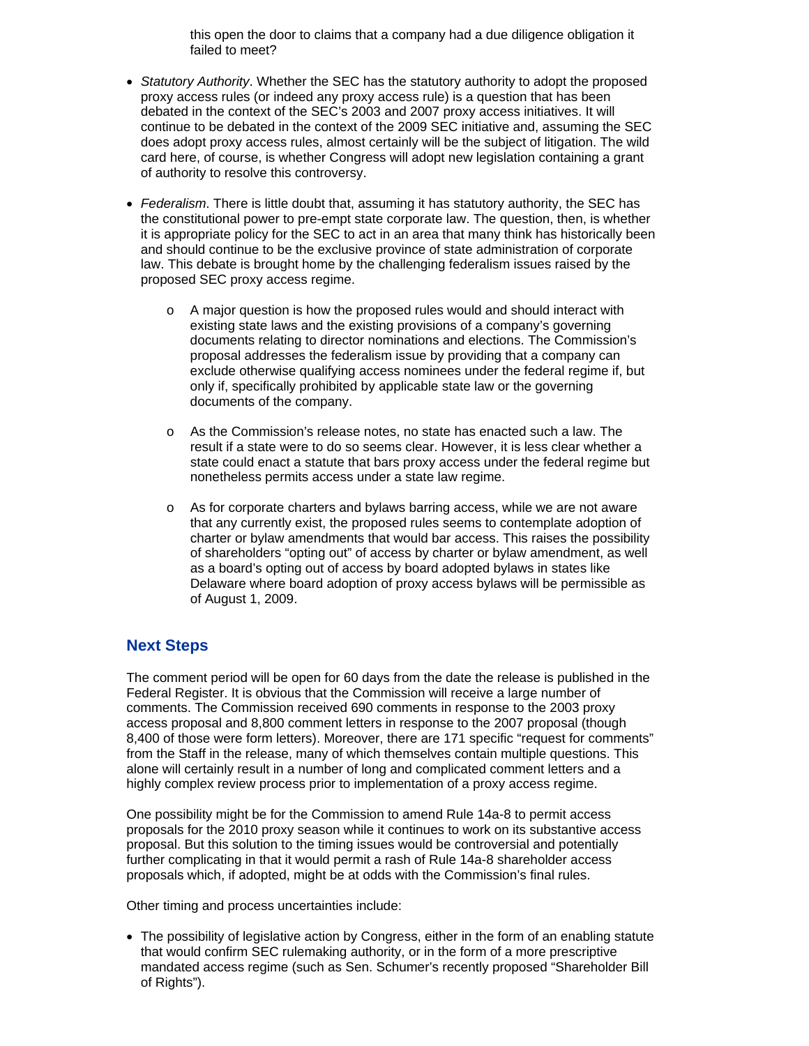this open the door to claims that a company had a due diligence obligation it failed to meet?

- *Statutory Authority*. Whether the SEC has the statutory authority to adopt the proposed proxy access rules (or indeed any proxy access rule) is a question that has been debated in the context of the SEC's 2003 and 2007 proxy access initiatives. It will continue to be debated in the context of the 2009 SEC initiative and, assuming the SEC does adopt proxy access rules, almost certainly will be the subject of litigation. The wild card here, of course, is whether Congress will adopt new legislation containing a grant of authority to resolve this controversy.

- *Federalism*. There is little doubt that, assuming it has statutory authority, the SEC has the constitutional power to pre-empt state corporate law. The question, then, is whether it is appropriate policy for the SEC to act in an area that many think has historically been and should continue to be the exclusive province of state administration of corporate law. This debate is brought home by the challenging federalism issues raised by the proposed SEC proxy access regime.

  - A major question is how the proposed rules would and should interact with existing state laws and the existing provisions of a company's governing documents relating to director nominations and elections. The Commission's proposal addresses the federalism issue by providing that a company can exclude otherwise qualifying access nominees under the federal regime if, but only if, specifically prohibited by applicable state law or the governing documents of the company.

  - As the Commission's release notes, no state has enacted such a law. The result if a state were to do so seems clear. However, it is less clear whether a state could enact a statute that bars proxy access under the federal regime but nonetheless permits access under a state law regime.

  - As for corporate charters and bylaws barring access, while we are not aware that any currently exist, the proposed rules seems to contemplate adoption of charter or bylaw amendments that would bar access. This raises the possibility of shareholders "opting out" of access by charter or bylaw amendment, as well as a board's opting out of access by board adopted bylaws in states like Delaware where board adoption of proxy access bylaws will be permissible as of August 1, 2009.

## Next Steps

The comment period will be open for 60 days from the date the release is published in the Federal Register. It is obvious that the Commission will receive a large number of comments. The Commission received 690 comments in response to the 2003 proxy access proposal and 8,800 comment letters in response to the 2007 proposal (though 8,400 of those were form letters). Moreover, there are 171 specific "request for comments" from the Staff in the release, many of which themselves contain multiple questions. This alone will certainly result in a number of long and complicated comment letters and a highly complex review process prior to implementation of a proxy access regime.

One possibility might be for the Commission to amend Rule 14a-8 to permit access proposals for the 2010 proxy season while it continues to work on its substantive access proposal. But this solution to the timing issues would be controversial and potentially further complicating in that it would permit a rash of Rule 14a-8 shareholder access proposals which, if adopted, might be at odds with the Commission's final rules.

Other timing and process uncertainties include:

- The possibility of legislative action by Congress, either in the form of an enabling statute that would confirm SEC rulemaking authority, or in the form of a more prescriptive mandated access regime (such as Sen. Schumer's recently proposed "Shareholder Bill of Rights").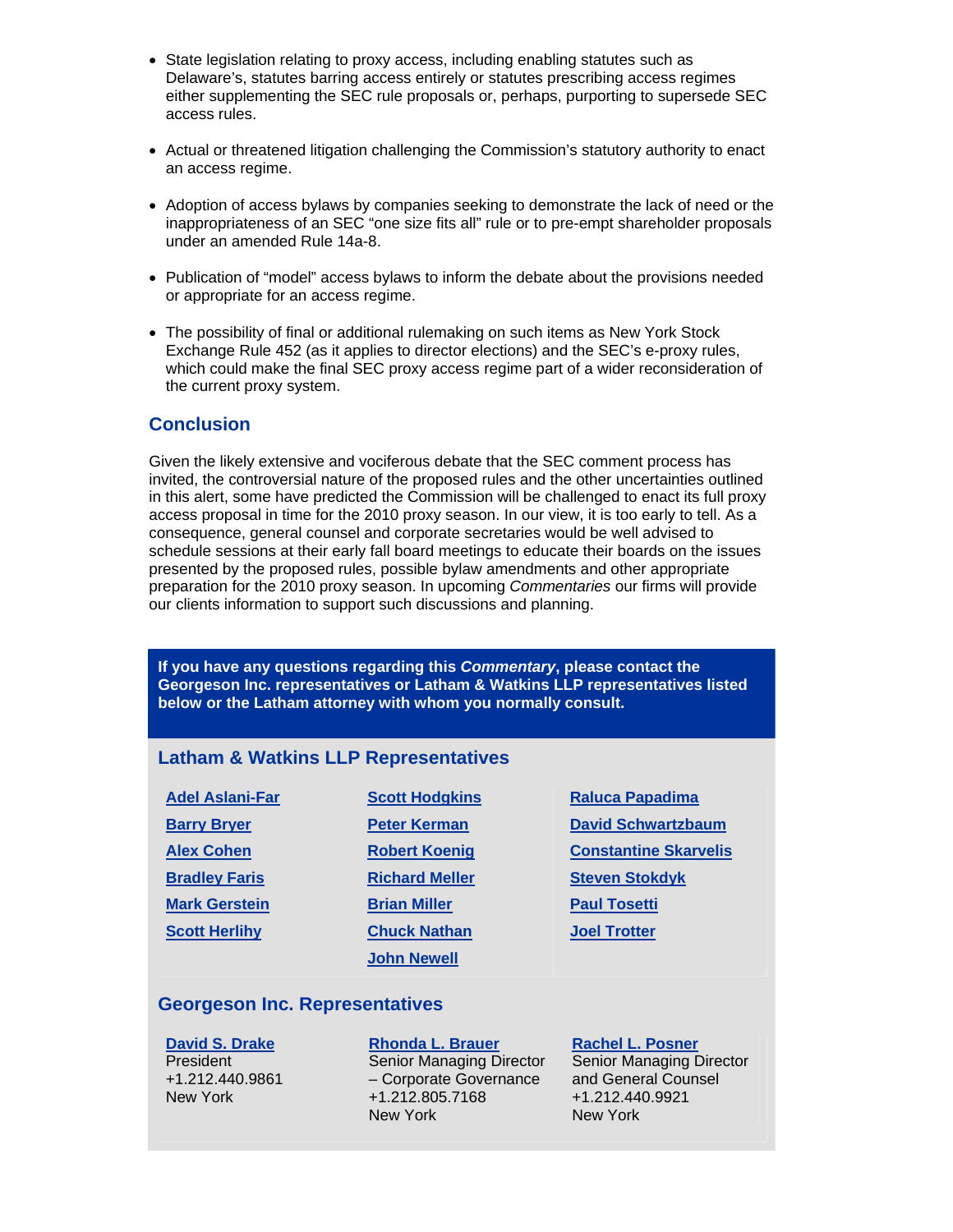- State legislation relating to proxy access, including enabling statutes such as Delaware's, statutes barring access entirely or statutes prescribing access regimes either supplementing the SEC rule proposals or, perhaps, purporting to supersede SEC access rules.
- Actual or threatened litigation challenging the Commission's statutory authority to enact an access regime.
- Adoption of access bylaws by companies seeking to demonstrate the lack of need or the inappropriateness of an SEC "one size fits all" rule or to pre-empt shareholder proposals under an amended Rule 14a-8.
- Publication of "model" access bylaws to inform the debate about the provisions needed or appropriate for an access regime.
- The possibility of final or additional rulemaking on such items as New York Stock Exchange Rule 452 (as it applies to director elections) and the SEC's e-proxy rules, which could make the final SEC proxy access regime part of a wider reconsideration of the current proxy system.

## Conclusion

Given the likely extensive and vociferous debate that the SEC comment process has invited, the controversial nature of the proposed rules and the other uncertainties outlined in this alert, some have predicted the Commission will be challenged to enact its full proxy access proposal in time for the 2010 proxy season. In our view, it is too early to tell. As a consequence, general counsel and corporate secretaries would be well advised to schedule sessions at their early fall board meetings to educate their boards on the issues presented by the proposed rules, possible bylaw amendments and other appropriate preparation for the 2010 proxy season. In upcoming *Commentaries* our firms will provide our clients information to support such discussions and planning.

**If you have any questions regarding this *Commentary*, please contact the Georgeson Inc. representatives or Latham & Watkins LLP representatives listed below or the Latham attorney with whom you normally consult.**

### Latham & Watkins LLP Representatives

| | | |
|---|---|---|
| Adel Aslani-Far | Scott Hodgkins | Raluca Papadima |
| Barry Bryer | Peter Kerman | David Schwartzbaum |
| Alex Cohen | Robert Koenig | Constantine Skarvelis |
| Bradley Faris | Richard Meller | Steven Stokdyk |
| Mark Gerstein | Brian Miller | Paul Tosetti |
| Scott Herlihy | Chuck Nathan | Joel Trotter |
| | John Newell | |

### Georgeson Inc. Representatives

| | | |
|---|---|---|
| **David S. Drake**<br>President<br>+1.212.440.9861<br>New York | **Rhonda L. Brauer**<br>Senior Managing Director – Corporate Governance<br>+1.212.805.7168<br>New York | **Rachel L. Posner**<br>Senior Managing Director and General Counsel<br>+1.212.440.9921<br>New York |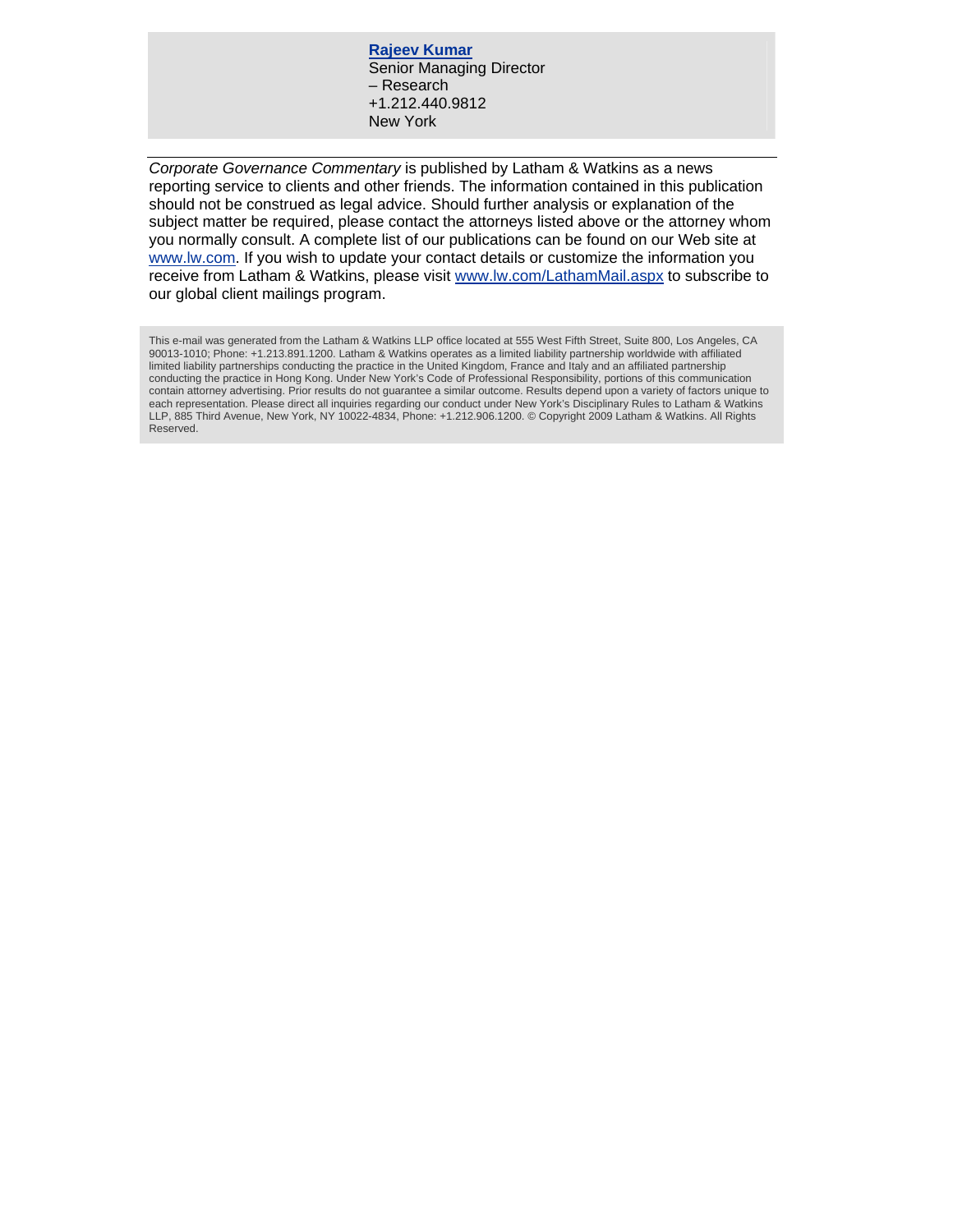**Rajeev Kumar**
Senior Managing Director – Research
+1.212.440.9812
New York

---

*Corporate Governance Commentary* is published by Latham & Watkins as a news reporting service to clients and other friends. The information contained in this publication should not be construed as legal advice. Should further analysis or explanation of the subject matter be required, please contact the attorneys listed above or the attorney whom you normally consult. A complete list of our publications can be found on our Web site at www.lw.com. If you wish to update your contact details or customize the information you receive from Latham & Watkins, please visit www.lw.com/LathamMail.aspx to subscribe to our global client mailings program.

This e-mail was generated from the Latham & Watkins LLP office located at 555 West Fifth Street, Suite 800, Los Angeles, CA 90013-1010; Phone: +1.213.891.1200. Latham & Watkins operates as a limited liability partnership worldwide with affiliated limited liability partnerships conducting the practice in the United Kingdom, France and Italy and an affiliated partnership conducting the practice in Hong Kong. Under New York's Code of Professional Responsibility, portions of this communication contain attorney advertising. Prior results do not guarantee a similar outcome. Results depend upon a variety of factors unique to each representation. Please direct all inquiries regarding our conduct under New York's Disciplinary Rules to Latham & Watkins LLP, 885 Third Avenue, New York, NY 10022-4834, Phone: +1.212.906.1200. © Copyright 2009 Latham & Watkins. All Rights Reserved.